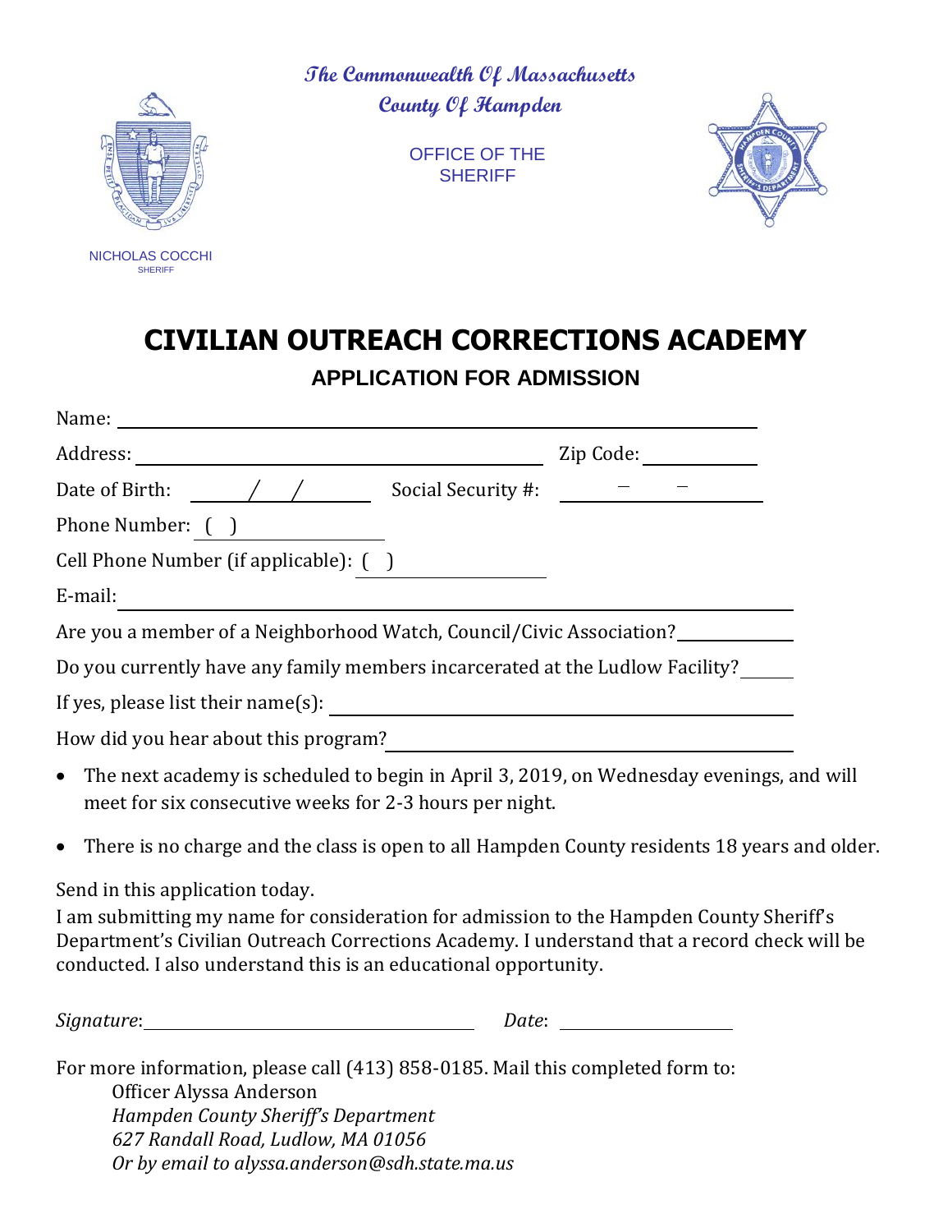The Commonwealth Of Massachusetts
County Of Hampden

OFFICE OF THE
SHERIFF

NICHOLAS COCCHI
SHERIFF

# CIVILIAN OUTREACH CORRECTIONS ACADEMY

## APPLICATION FOR ADMISSION

Name: ______________________________________________

Address: ______________________________ Zip Code: __________

Date of Birth: ____/____/____ Social Security #: _____–_____–_____

Phone Number: ( ) ______________

Cell Phone Number (if applicable): ( ) ______________

E-mail: ______________________________________________

Are you a member of a Neighborhood Watch, Council/Civic Association? __________

Do you currently have any family members incarcerated at the Ludlow Facility? _____

If yes, please list their name(s): ______________________________

How did you hear about this program? ______________________________

- The next academy is scheduled to begin in April 3, 2019, on Wednesday evenings, and will meet for six consecutive weeks for 2-3 hours per night.
- There is no charge and the class is open to all Hampden County residents 18 years and older.

Send in this application today.

I am submitting my name for consideration for admission to the Hampden County Sheriff's Department's Civilian Outreach Corrections Academy. I understand that a record check will be conducted. I also understand this is an educational opportunity.

*Signature*: ______________________ *Date*: ______________

For more information, please call (413) 858-0185. Mail this completed form to:

Officer Alyssa Anderson
*Hampden County Sheriff's Department*
*627 Randall Road, Ludlow, MA 01056*
*Or by email to alyssa.anderson@sdh.state.ma.us*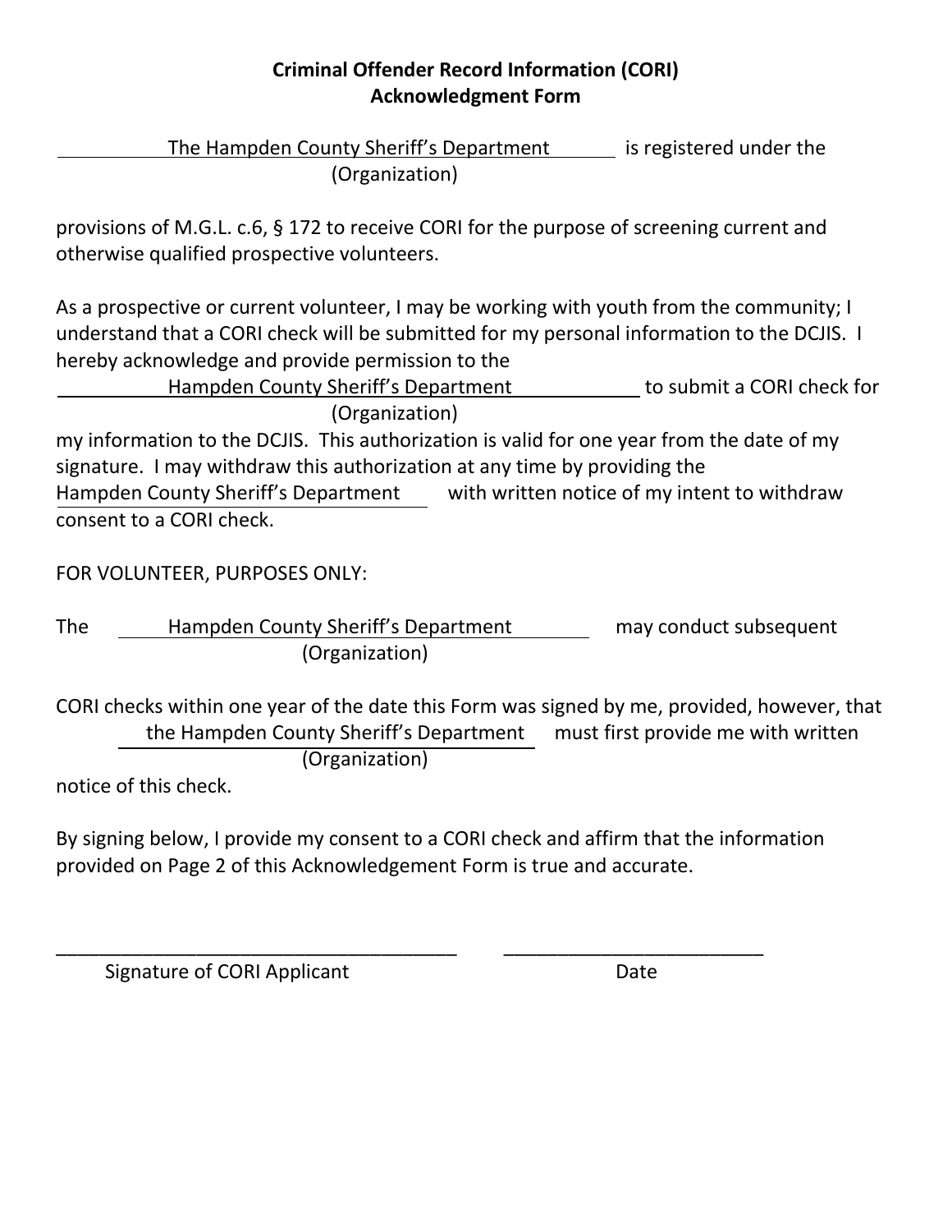# Criminal Offender Record Information (CORI) Acknowledgment Form

The Hampden County Sheriff's Department (Organization) is registered under the provisions of M.G.L. c.6, § 172 to receive CORI for the purpose of screening current and otherwise qualified prospective volunteers.

As a prospective or current volunteer, I may be working with youth from the community; I understand that a CORI check will be submitted for my personal information to the DCJIS. I hereby acknowledge and provide permission to the Hampden County Sheriff's Department (Organization) to submit a CORI check for my information to the DCJIS. This authorization is valid for one year from the date of my signature. I may withdraw this authorization at any time by providing the Hampden County Sheriff's Department with written notice of my intent to withdraw consent to a CORI check.

FOR VOLUNTEER, PURPOSES ONLY:

The Hampden County Sheriff's Department (Organization) may conduct subsequent CORI checks within one year of the date this Form was signed by me, provided, however, that the Hampden County Sheriff's Department (Organization) must first provide me with written notice of this check.

By signing below, I provide my consent to a CORI check and affirm that the information provided on Page 2 of this Acknowledgement Form is true and accurate.

\_\_\_\_\_\_\_\_\_\_\_\_\_\_\_\_\_\_\_\_\_\_\_\_\_\_\_\_\_\_\_\_\_\_\_\_\_\_ \_\_\_\_\_\_\_\_\_\_\_\_\_\_\_\_\_\_\_\_\_\_\_\_\_

Signature of CORI Applicant Date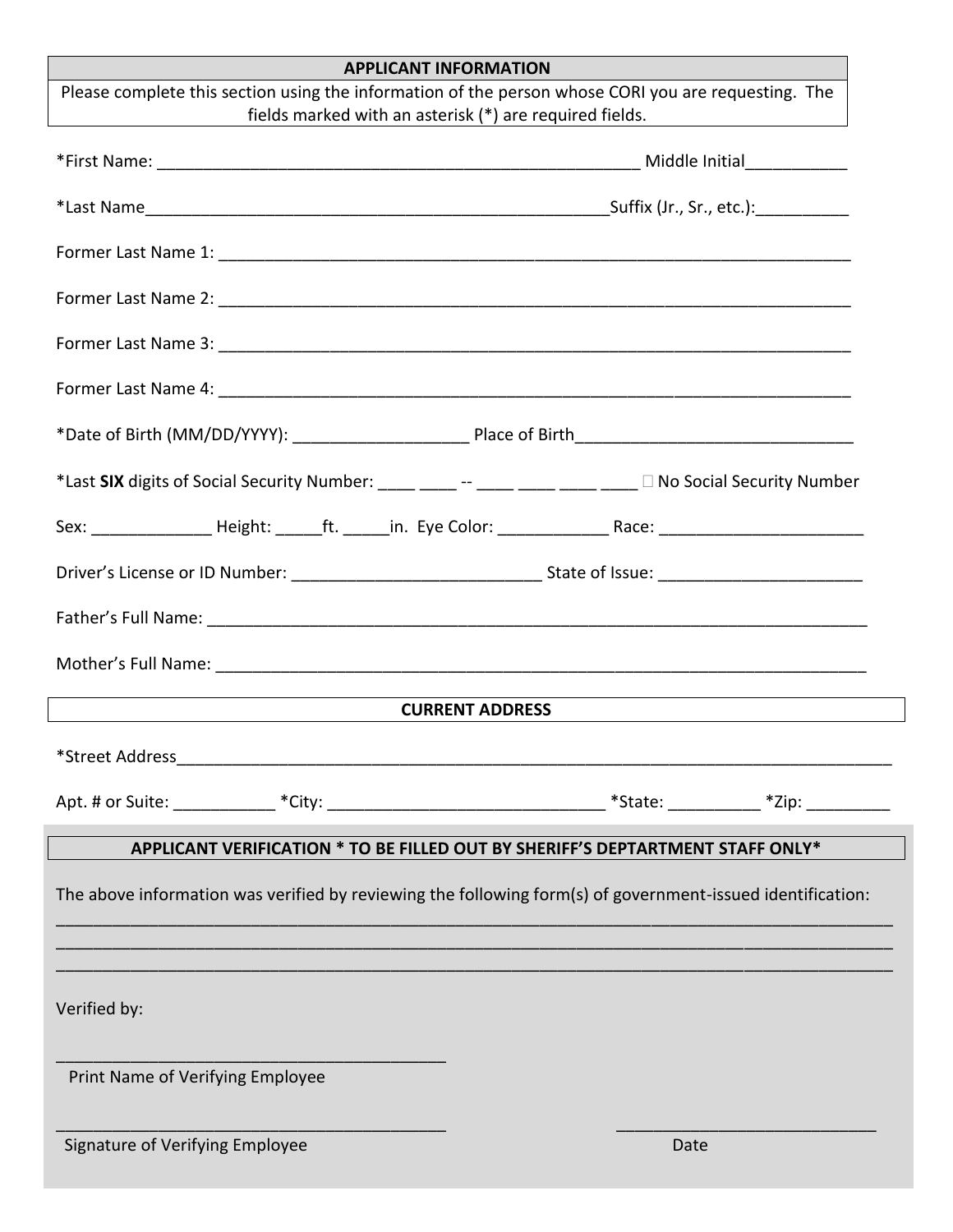## APPLICANT INFORMATION

Please complete this section using the information of the person whose CORI you are requesting. The fields marked with an asterisk (*) are required fields.

*First Name: _______________________________________________________ Middle Initial___________

*Last Name____________________________________________________Suffix (Jr., Sr., etc.):__________

Former Last Name 1: _______________________________________________________________________

Former Last Name 2: _______________________________________________________________________

Former Last Name 3: _______________________________________________________________________

Former Last Name 4: _______________________________________________________________________

*Date of Birth (MM/DD/YYYY): ___________________ Place of Birth_______________________________

*Last **SIX** digits of Social Security Number: ____ ____ -- ____ ____ ____ ____ ☐ No Social Security Number

Sex: _____________ Height: _____ft. _____in. Eye Color: ____________ Race: ______________________

Driver's License or ID Number: ___________________________ State of Issue: ______________________

Father's Full Name: __________________________________________________________________________

Mother's Full Name: _________________________________________________________________________

## CURRENT ADDRESS

*Street Address_______________________________________________________________________________

Apt. # or Suite: ___________ *City: ______________________________ *State: __________ *Zip: _________

## APPLICANT VERIFICATION * TO BE FILLED OUT BY SHERIFF'S DEPTARTMENT STAFF ONLY*

The above information was verified by reviewing the following form(s) of government-issued identification:

_____________________________________________________________________________________________

_____________________________________________________________________________________________

_____________________________________________________________________________________________

Verified by:

___________________________________________

Print Name of Verifying Employee

___________________________________________ ____________________________

Signature of Verifying Employee Date